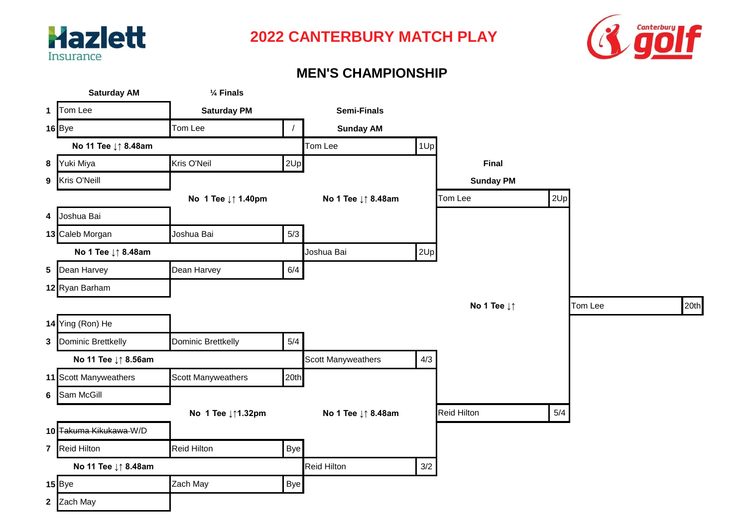Hazlett Insurance

# 2022 CANTERBURY MATCH PLAY

Canterbury golf

## MEN'S CHAMPIONSHIP

| Seed | Saturday AM | ¼ Finals Saturday PM | Result | Semi-Finals Sunday AM | Result | Final Sunday PM | Result | Winner | Result |
|---|---|---|---|---|---|---|---|---|---|
| 1 | Tom Lee | | | | | | | | |
| 16 | Bye | Tom Lee | / | | | | | | |
| | No 11 Tee ↓↑ 8.48am | | | Tom Lee | 1Up | | | | |
| 8 | Yuki Miya | Kris O'Neil | 2Up | | | | | | |
| 9 | Kris O'Neill | | | | | | | | |
| | | No 1 Tee ↓↑ 1.40pm | | No 1 Tee ↓↑ 8.48am | | Tom Lee | 2Up | | |
| 4 | Joshua Bai | | | | | | | | |
| 13 | Caleb Morgan | Joshua Bai | 5/3 | | | | | | |
| | No 1 Tee ↓↑ 8.48am | | | Joshua Bai | 2Up | | | | |
| 5 | Dean Harvey | Dean Harvey | 6/4 | | | | | | |
| 12 | Ryan Barham | | | | | | | | |
| | | | | | | No 1 Tee ↓↑ | | Tom Lee | 20th |
| 14 | Ying (Ron) He | | | | | | | | |
| 3 | Dominic Brettkelly | Dominic Brettkelly | 5/4 | | | | | | |
| | No 11 Tee ↓↑ 8.56am | | | Scott Manyweathers | 4/3 | | | | |
| 11 | Scott Manyweathers | Scott Manyweathers | 20th | | | | | | |
| 6 | Sam McGill | | | | | | | | |
| | | No 1 Tee ↓↑1.32pm | | No 1 Tee ↓↑ 8.48am | | Reid Hilton | 5/4 | | |
| 10 | ~~Takuma Kikukawa~~ W/D | | | | | | | | |
| 7 | Reid Hilton | Reid Hilton | Bye | | | | | | |
| | No 11 Tee ↓↑ 8.48am | | | Reid Hilton | 3/2 | | | | |
| 15 | Bye | Zach May | Bye | | | | | | |
| 2 | Zach May | | | | | | | | |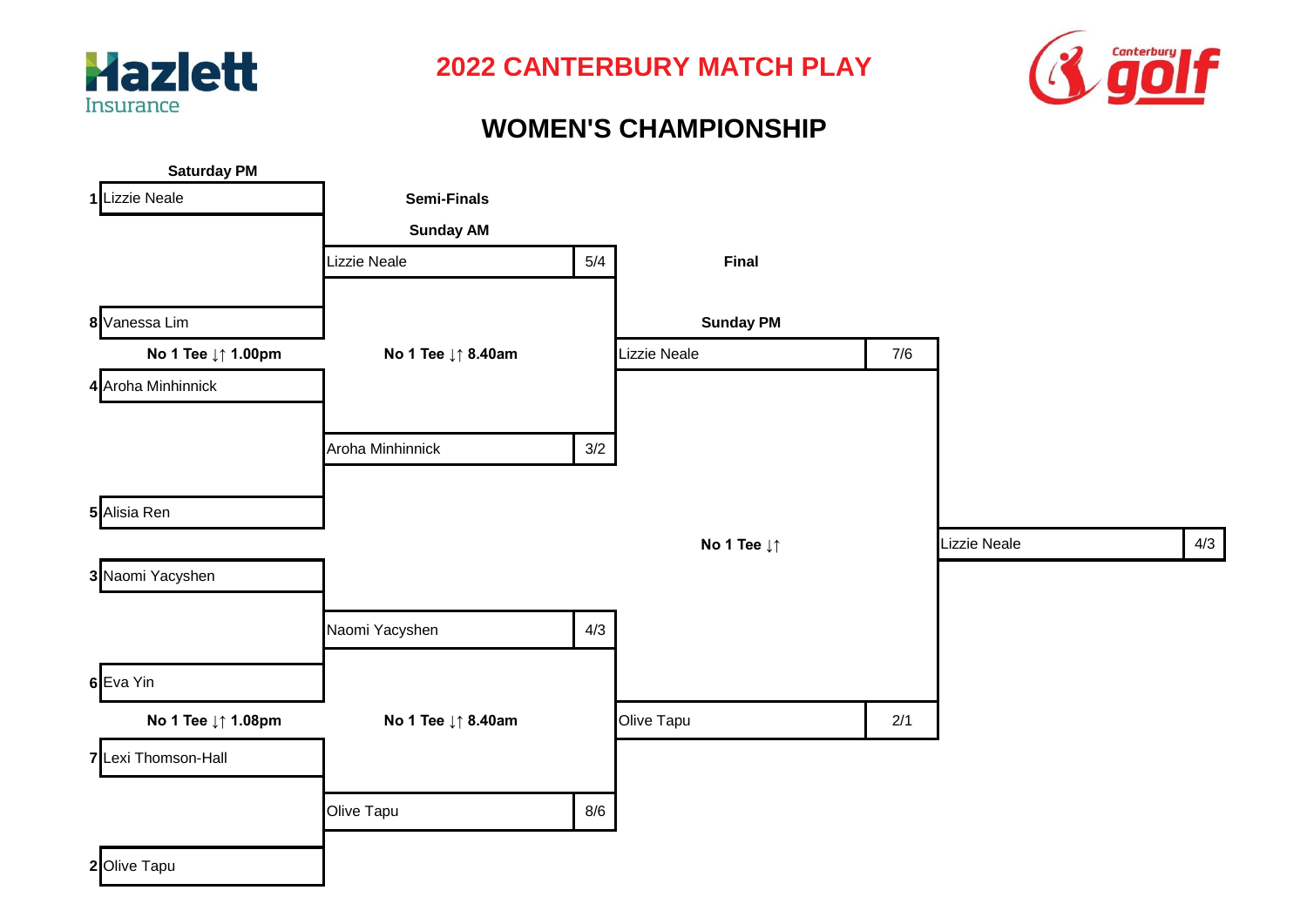# 2022 CANTERBURY MATCH PLAY

## WOMEN'S CHAMPIONSHIP

| Saturday PM | Semi-Finals Sunday AM | Score | Final Sunday PM | Score | Winner | Score |
|---|---|---|---|---|---|---|
| 1 Lizzie Neale | Lizzie Neale | 5/4 | Lizzie Neale | 7/6 | Lizzie Neale | 4/3 |
| 8 Vanessa Lim | | | | | | |
| No 1 Tee ↓↑ 1.00pm | No 1 Tee ↓↑ 8.40am | | | | | |
| 4 Aroha Minhinnick | Aroha Minhinnick | 3/2 | | | | |
| 5 Alisia Ren | | | | | | |
| | | | No 1 Tee ↓↑ | | | |
| 3 Naomi Yacyshen | Naomi Yacyshen | 4/3 | Olive Tapu | 2/1 | | |
| 6 Eva Yin | | | | | | |
| No 1 Tee ↓↑ 1.08pm | No 1 Tee ↓↑ 8.40am | | | | | |
| 7 Lexi Thomson-Hall | Olive Tapu | 8/6 | | | | |
| 2 Olive Tapu | | | | | | |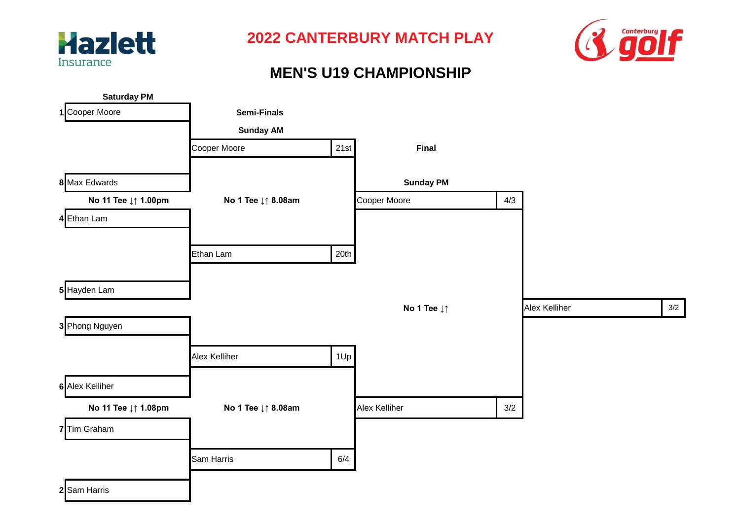# 2022 CANTERBURY MATCH PLAY

## MEN'S U19 CHAMPIONSHIP

### Saturday PM

| Seed | Player |
|---|---|
| 1 | Cooper Moore |
| 8 | Max Edwards |

No 11 Tee ↓↑ 1.00pm

| Seed | Player |
|---|---|
| 4 | Ethan Lam |
| 5 | Hayden Lam |
| 3 | Phong Nguyen |
| 6 | Alex Kelliher |

No 11 Tee ↓↑ 1.08pm

| Seed | Player |
|---|---|
| 7 | Tim Graham |
| 2 | Sam Harris |

### Semi-Finals

**Sunday AM**

| Player | Result |
|---|---|
| Cooper Moore | 21st |
| Ethan Lam | 20th |

No 1 Tee ↓↑ 8.08am

| Player | Result |
|---|---|
| Alex Kelliher | 1Up |
| Sam Harris | 6/4 |

No 1 Tee ↓↑ 8.08am

### Final

**Sunday PM**

| Player | Result |
|---|---|
| Cooper Moore | 4/3 |
| Alex Kelliher | 3/2 |

No 1 Tee ↓↑

### Winner

| Player | Result |
|---|---|
| Alex Kelliher | 3/2 |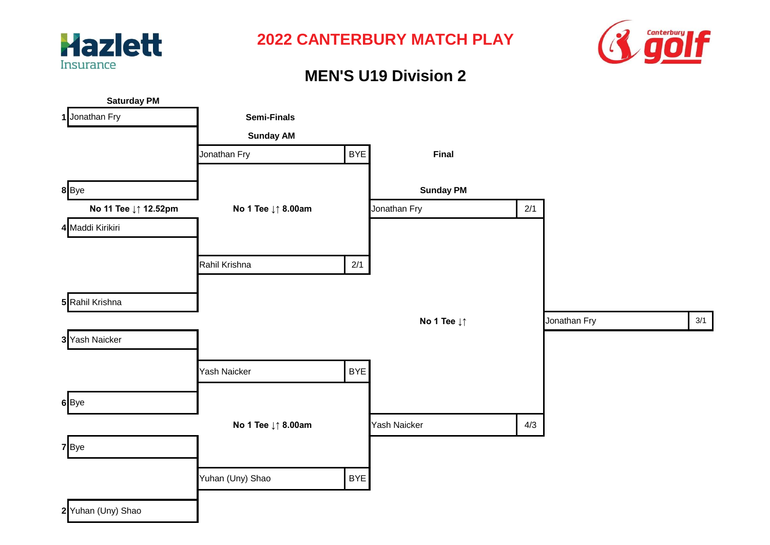# 2022 CANTERBURY MATCH PLAY

## MEN'S U19 Division 2

**Saturday PM**

1 Jonathan Fry

8 Bye

**No 11 Tee ↓↑ 12.52pm**

4 Maddi Kirikiri

5 Rahil Krishna

3 Yash Naicker

6 Bye

7 Bye

2 Yuhan (Uny) Shao

**Semi-Finals**

**Sunday AM**

| Player | Result |
| --- | --- |
| Jonathan Fry | BYE |
| Rahil Krishna | 2/1 |

**No 1 Tee ↓↑ 8.00am**

| Player | Result |
| --- | --- |
| Yash Naicker | BYE |
| Yuhan (Uny) Shao | BYE |

**No 1 Tee ↓↑ 8.00am**

**Final**

**Sunday PM**

| Player | Result |
| --- | --- |
| Jonathan Fry | 2/1 |
| Yash Naicker | 4/3 |

**No 1 Tee ↓↑**

**Winner:** Jonathan Fry 3/1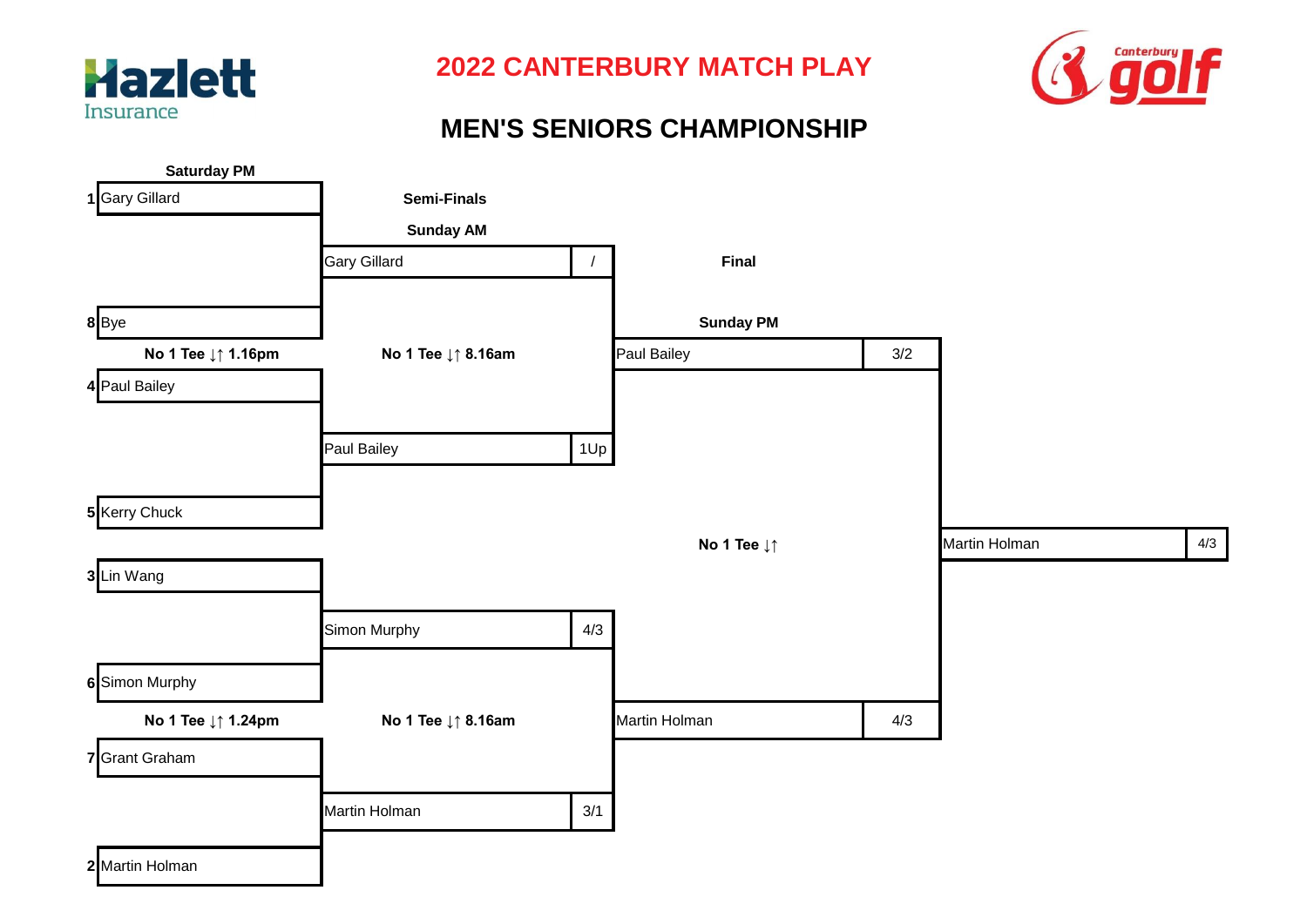# 2022 CANTERBURY MATCH PLAY

## MEN'S SENIORS CHAMPIONSHIP

**Saturday PM**

| Seed | Player |
|---|---|
| 1 | Gary Gillard |
| 8 | Bye |
| 4 | Paul Bailey |
| 5 | Kerry Chuck |
| 3 | Lin Wang |
| 6 | Simon Murphy |
| 7 | Grant Graham |
| 2 | Martin Holman |

**No 1 Tee ↓↑ 1.16pm** (Gillard/Bye/Bailey/Chuck)

**No 1 Tee ↓↑ 1.24pm** (Wang/Murphy/Graham/Holman)

**Semi-Finals**

**Sunday AM**

| Player | Result |
|---|---|
| Gary Gillard | / |
| Paul Bailey | 1Up |
| Simon Murphy | 4/3 |
| Martin Holman | 3/1 |

**No 1 Tee ↓↑ 8.16am** (Gillard v Bailey)

**No 1 Tee ↓↑ 8.16am** (Murphy v Holman)

**Final**

**Sunday PM**

| Player | Result |
|---|---|
| Paul Bailey | 3/2 |
| Martin Holman | 4/3 |

**No 1 Tee ↓↑**

**Winner:** Martin Holman 4/3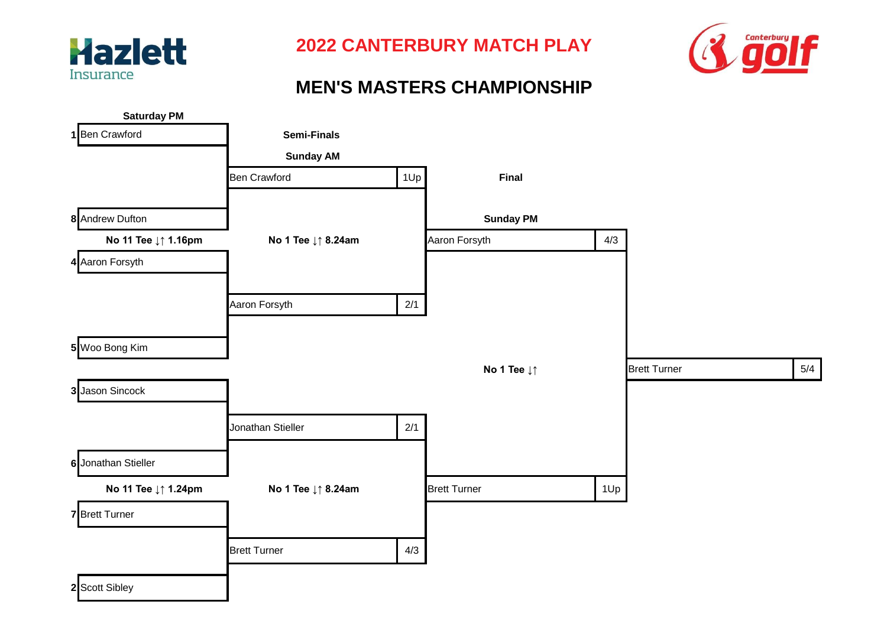# 2022 CANTERBURY MATCH PLAY

## MEN'S MASTERS CHAMPIONSHIP

### Saturday PM

| Seed | Player |
|---|---|
| 1 | Ben Crawford |
| 8 | Andrew Dufton |
| 4 | Aaron Forsyth |
| 5 | Woo Bong Kim |
| 3 | Jason Sincock |
| 6 | Jonathan Stieller |
| 7 | Brett Turner |
| 2 | Scott Sibley |

No 11 Tee ↓↑ 1.16pm (matches 1 v 8, 4 v 5)

No 11 Tee ↓↑ 1.24pm (matches 3 v 6, 7 v 2)

### Semi-Finals

**Sunday AM**

| Winner | Result |
|---|---|
| Ben Crawford | 1Up |
| Aaron Forsyth | 2/1 |
| Jonathan Stieller | 2/1 |
| Brett Turner | 4/3 |

No 1 Tee ↓↑ 8.24am

No 1 Tee ↓↑ 8.24am

### Final

**Sunday PM**

| Finalist | Result |
|---|---|
| Aaron Forsyth | 4/3 |
| Brett Turner | 1Up |

No 1 Tee ↓↑

### Champion

| Winner | Result |
|---|---|
| Brett Turner | 5/4 |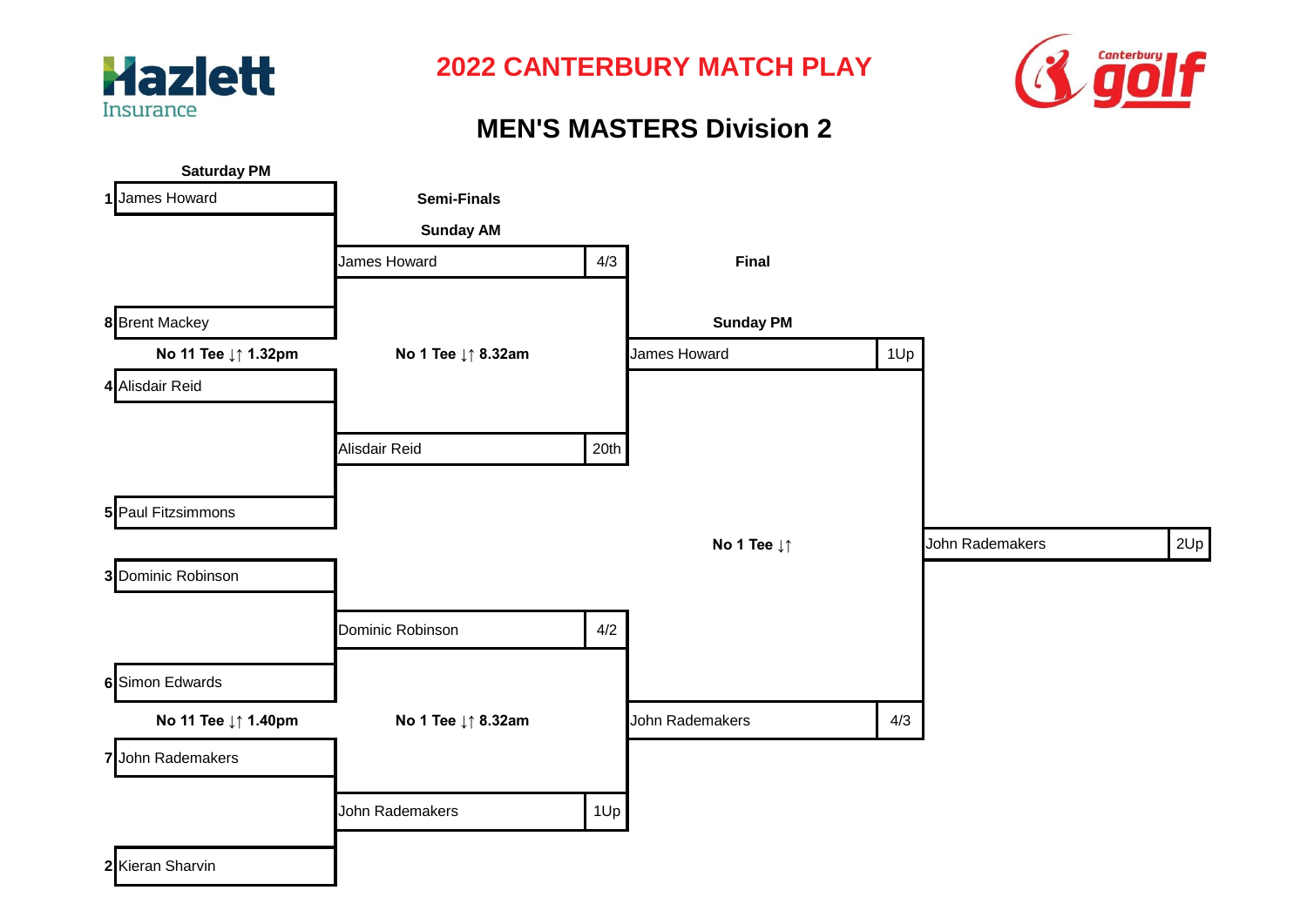# 2022 CANTERBURY MATCH PLAY

## MEN'S MASTERS Division 2

### Saturday PM

| Seed | Player | Tee Time |
| --- | --- | --- |
| 1 | James Howard | |
| 8 | Brent Mackey | No 11 Tee ↓↑ 1.32pm |
| 4 | Alisdair Reid | |
| 5 | Paul Fitzsimmons | |
| 3 | Dominic Robinson | |
| 6 | Simon Edwards | No 11 Tee ↓↑ 1.40pm |
| 7 | John Rademakers | |
| 2 | Kieran Sharvin | |

### Semi-Finals

**Sunday AM**

| Player | Result | Tee Time |
| --- | --- | --- |
| James Howard | 4/3 | No 1 Tee ↓↑ 8.32am |
| Alisdair Reid | 20th | |
| Dominic Robinson | 4/2 | No 1 Tee ↓↑ 8.32am |
| John Rademakers | 1Up | |

### Final

**Sunday PM**

| Player | Result | Tee |
| --- | --- | --- |
| James Howard | 1Up | No 1 Tee ↓↑ |
| John Rademakers | 4/3 | |

### Winner

| Player | Result |
| --- | --- |
| John Rademakers | 2Up |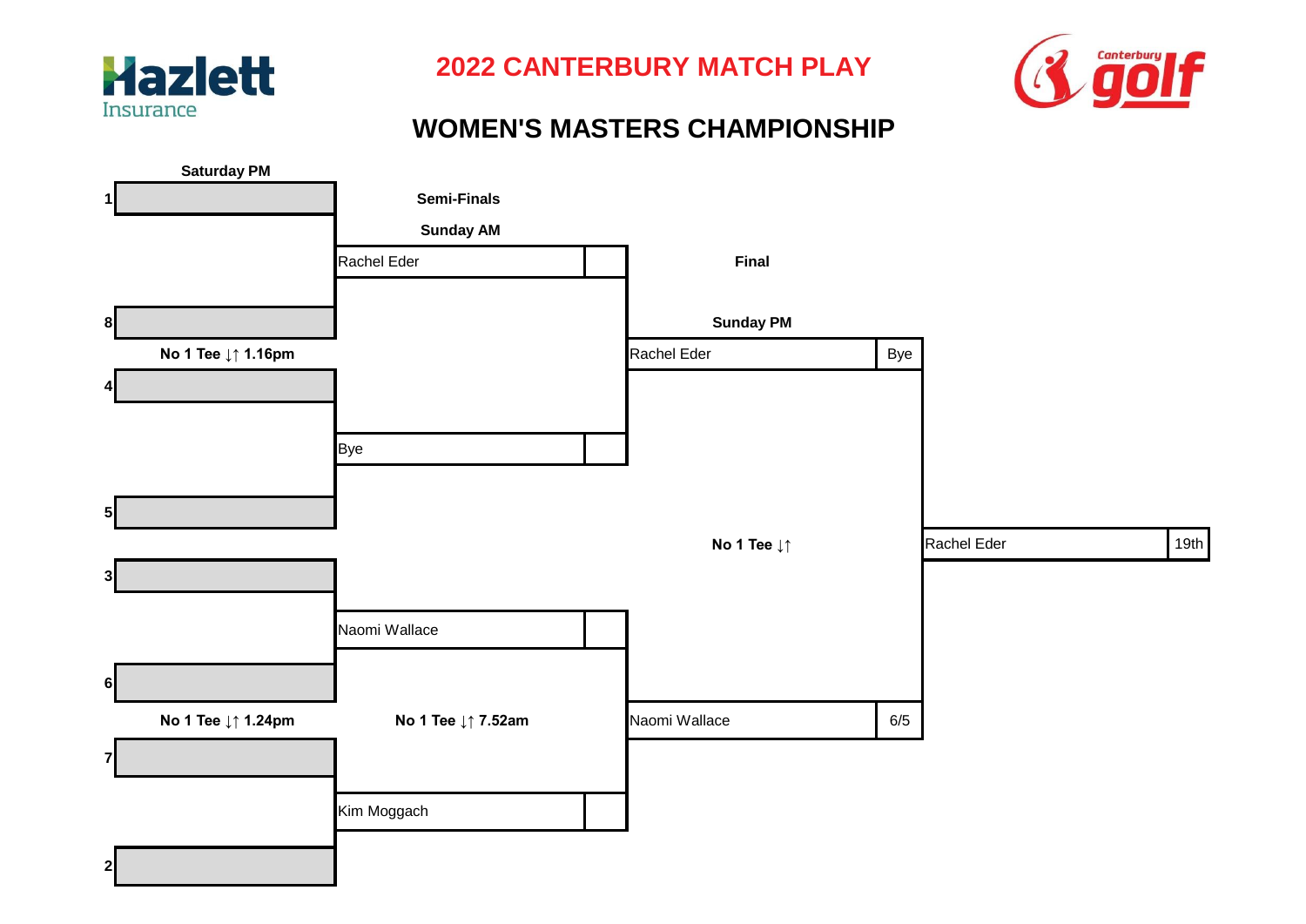# 2022 CANTERBURY MATCH PLAY

## WOMEN'S MASTERS CHAMPIONSHIP

**Saturday PM**

1
8

**No 1 Tee ↓↑ 1.16pm**

4
5
3
6

**No 1 Tee ↓↑ 1.24pm**

7
2

**Semi-Finals**

**Sunday AM**

Rachel Eder

Bye

Naomi Wallace

**No 1 Tee ↓↑ 7.52am**

Kim Moggach

**Final**

**Sunday PM**

Rachel Eder | Bye

**No 1 Tee ↓↑**

Naomi Wallace | 6/5

Rachel Eder | 19th